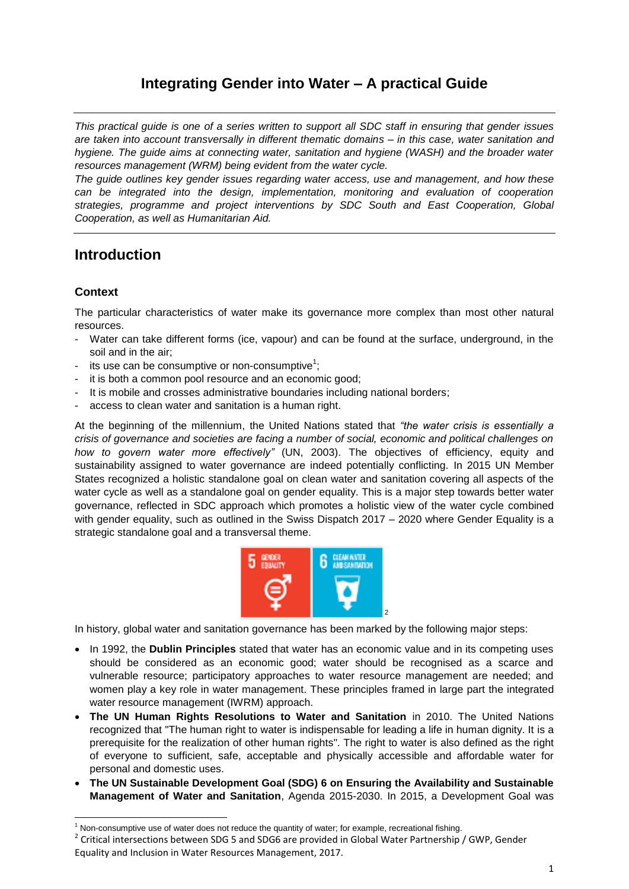# Integrating Gender into Water – A practical Guide

*This practical guide is one of a series written to support all SDC staff in ensuring that gender issues are taken into account transversally in different thematic domains – in this case, water sanitation and hygiene. The guide aims at connecting water, sanitation and hygiene (WASH) and the broader water resources management (WRM) being evident from the water cycle.*

*The guide outlines key gender issues regarding water access, use and management, and how these can be integrated into the design, implementation, monitoring and evaluation of cooperation strategies, programme and project interventions by SDC South and East Cooperation, Global Cooperation, as well as Humanitarian Aid.*

## Introduction

### Context

The particular characteristics of water make its governance more complex than most other natural resources.

- Water can take different forms (ice, vapour) and can be found at the surface, underground, in the soil and in the air;
- its use can be consumptive or non-consumptive[1];
- it is both a common pool resource and an economic good;
- It is mobile and crosses administrative boundaries including national borders;
- access to clean water and sanitation is a human right.

At the beginning of the millennium, the United Nations stated that *"the water crisis is essentially a crisis of governance and societies are facing a number of social, economic and political challenges on how to govern water more effectively"* (UN, 2003). The objectives of efficiency, equity and sustainability assigned to water governance are indeed potentially conflicting. In 2015 UN Member States recognized a holistic standalone goal on clean water and sanitation covering all aspects of the water cycle as well as a standalone goal on gender equality. This is a major step towards better water governance, reflected in SDC approach which promotes a holistic view of the water cycle combined with gender equality, such as outlined in the Swiss Dispatch 2017 – 2020 where Gender Equality is a strategic standalone goal and a transversal theme.

5 GENDER EQUALITY | 6 CLEAN WATER AND SANITATION [2]

In history, global water and sanitation governance has been marked by the following major steps:

- In 1992, the **Dublin Principles** stated that water has an economic value and in its competing uses should be considered as an economic good; water should be recognised as a scarce and vulnerable resource; participatory approaches to water resource management are needed; and women play a key role in water management. These principles framed in large part the integrated water resource management (IWRM) approach.
- **The UN Human Rights Resolutions to Water and Sanitation** in 2010. The United Nations recognized that "The human right to water is indispensable for leading a life in human dignity. It is a prerequisite for the realization of other human rights". The right to water is also defined as the right of everyone to sufficient, safe, acceptable and physically accessible and affordable water for personal and domestic uses.
- **The UN Sustainable Development Goal (SDG) 6 on Ensuring the Availability and Sustainable Management of Water and Sanitation**, Agenda 2015-2030. In 2015, a Development Goal was

---

[1] Non-consumptive use of water does not reduce the quantity of water; for example, recreational fishing.

[2] Critical intersections between SDG 5 and SDG6 are provided in Global Water Partnership / GWP, Gender Equality and Inclusion in Water Resources Management, 2017.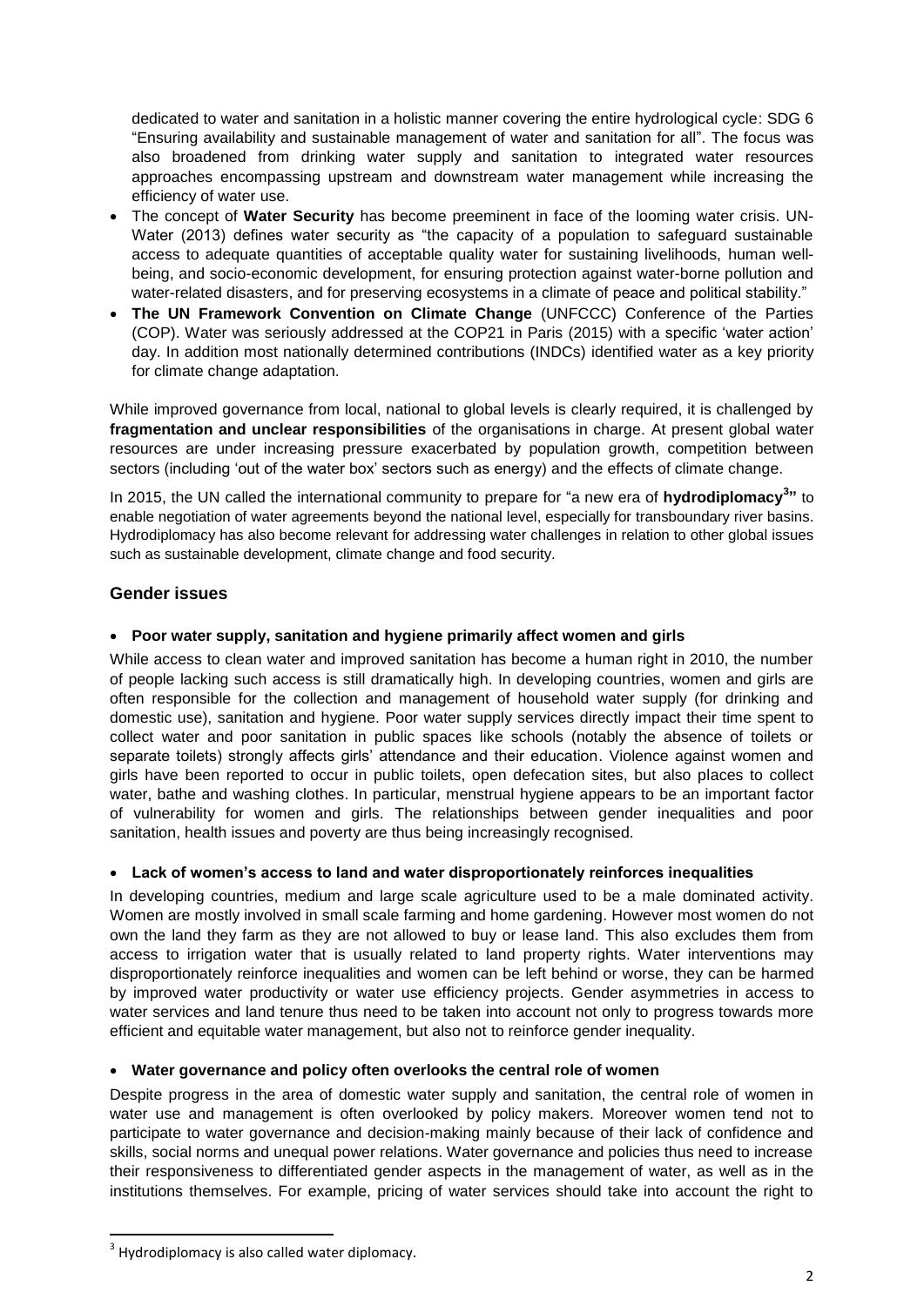dedicated to water and sanitation in a holistic manner covering the entire hydrological cycle: SDG 6 “Ensuring availability and sustainable management of water and sanitation for all”. The focus was also broadened from drinking water supply and sanitation to integrated water resources approaches encompassing upstream and downstream water management while increasing the efficiency of water use.

- The concept of **Water Security** has become preeminent in face of the looming water crisis. UN-Water (2013) defines water security as “the capacity of a population to safeguard sustainable access to adequate quantities of acceptable quality water for sustaining livelihoods, human well-being, and socio-economic development, for ensuring protection against water-borne pollution and water-related disasters, and for preserving ecosystems in a climate of peace and political stability.”
- **The UN Framework Convention on Climate Change** (UNFCCC) Conference of the Parties (COP). Water was seriously addressed at the COP21 in Paris (2015) with a specific ‘water action’ day. In addition most nationally determined contributions (INDCs) identified water as a key priority for climate change adaptation.

While improved governance from local, national to global levels is clearly required, it is challenged by **fragmentation and unclear responsibilities** of the organisations in charge. At present global water resources are under increasing pressure exacerbated by population growth, competition between sectors (including ‘out of the water box’ sectors such as energy) and the effects of climate change.

In 2015, the UN called the international community to prepare for “a new era of **hydrodiplomacy**[3]” to enable negotiation of water agreements beyond the national level, especially for transboundary river basins. Hydrodiplomacy has also become relevant for addressing water challenges in relation to other global issues such as sustainable development, climate change and food security.

## Gender issues

- **Poor water supply, sanitation and hygiene primarily affect women and girls**

While access to clean water and improved sanitation has become a human right in 2010, the number of people lacking such access is still dramatically high. In developing countries, women and girls are often responsible for the collection and management of household water supply (for drinking and domestic use), sanitation and hygiene. Poor water supply services directly impact their time spent to collect water and poor sanitation in public spaces like schools (notably the absence of toilets or separate toilets) strongly affects girls’ attendance and their education. Violence against women and girls have been reported to occur in public toilets, open defecation sites, but also places to collect water, bathe and washing clothes. In particular, menstrual hygiene appears to be an important factor of vulnerability for women and girls. The relationships between gender inequalities and poor sanitation, health issues and poverty are thus being increasingly recognised.

- **Lack of women’s access to land and water disproportionately reinforces inequalities**

In developing countries, medium and large scale agriculture used to be a male dominated activity. Women are mostly involved in small scale farming and home gardening. However most women do not own the land they farm as they are not allowed to buy or lease land. This also excludes them from access to irrigation water that is usually related to land property rights. Water interventions may disproportionately reinforce inequalities and women can be left behind or worse, they can be harmed by improved water productivity or water use efficiency projects. Gender asymmetries in access to water services and land tenure thus need to be taken into account not only to progress towards more efficient and equitable water management, but also not to reinforce gender inequality.

- **Water governance and policy often overlooks the central role of women**

Despite progress in the area of domestic water supply and sanitation, the central role of women in water use and management is often overlooked by policy makers. Moreover women tend not to participate to water governance and decision-making mainly because of their lack of confidence and skills, social norms and unequal power relations. Water governance and policies thus need to increase their responsiveness to differentiated gender aspects in the management of water, as well as in the institutions themselves. For example, pricing of water services should take into account the right to

[3] Hydrodiplomacy is also called water diplomacy.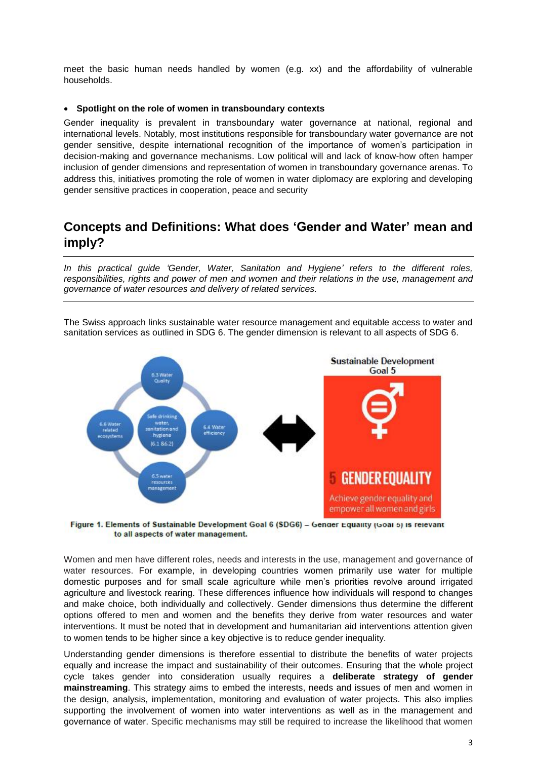meet the basic human needs handled by women (e.g. xx) and the affordability of vulnerable households.

- **Spotlight on the role of women in transboundary contexts**

Gender inequality is prevalent in transboundary water governance at national, regional and international levels. Notably, most institutions responsible for transboundary water governance are not gender sensitive, despite international recognition of the importance of women's participation in decision-making and governance mechanisms. Low political will and lack of know-how often hamper inclusion of gender dimensions and representation of women in transboundary governance arenas. To address this, initiatives promoting the role of women in water diplomacy are exploring and developing gender sensitive practices in cooperation, peace and security

## Concepts and Definitions: What does 'Gender and Water' mean and imply?

*In this practical guide 'Gender, Water, Sanitation and Hygiene' refers to the different roles, responsibilities, rights and power of men and women and their relations in the use, management and governance of water resources and delivery of related services.*

The Swiss approach links sustainable water resource management and equitable access to water and sanitation services as outlined in SDG 6. The gender dimension is relevant to all aspects of SDG 6.

**Figure 1. Elements of Sustainable Development Goal 6 (SDG6) – Gender Equality (Goal 5) is relevant to all aspects of water management.**

Women and men have different roles, needs and interests in the use, management and governance of water resources. For example, in developing countries women primarily use water for multiple domestic purposes and for small scale agriculture while men's priorities revolve around irrigated agriculture and livestock rearing. These differences influence how individuals will respond to changes and make choice, both individually and collectively. Gender dimensions thus determine the different options offered to men and women and the benefits they derive from water resources and water interventions. It must be noted that in development and humanitarian aid interventions attention given to women tends to be higher since a key objective is to reduce gender inequality.

Understanding gender dimensions is therefore essential to distribute the benefits of water projects equally and increase the impact and sustainability of their outcomes. Ensuring that the whole project cycle takes gender into consideration usually requires a **deliberate strategy of gender mainstreaming**. This strategy aims to embed the interests, needs and issues of men and women in the design, analysis, implementation, monitoring and evaluation of water projects. This also implies supporting the involvement of women into water interventions as well as in the management and governance of water. Specific mechanisms may still be required to increase the likelihood that women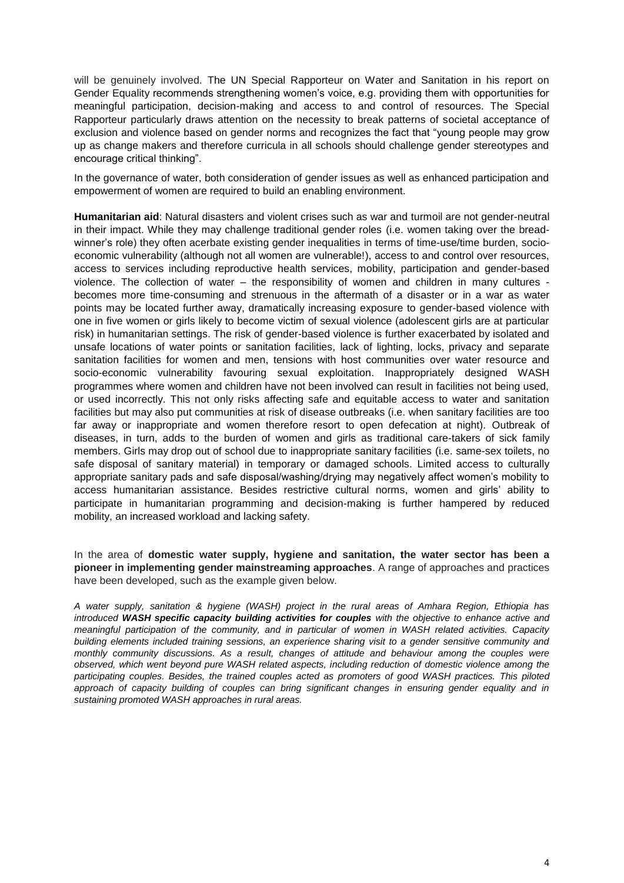will be genuinely involved. The UN Special Rapporteur on Water and Sanitation in his report on Gender Equality recommends strengthening women's voice, e.g. providing them with opportunities for meaningful participation, decision-making and access to and control of resources. The Special Rapporteur particularly draws attention on the necessity to break patterns of societal acceptance of exclusion and violence based on gender norms and recognizes the fact that "young people may grow up as change makers and therefore curricula in all schools should challenge gender stereotypes and encourage critical thinking".

In the governance of water, both consideration of gender issues as well as enhanced participation and empowerment of women are required to build an enabling environment.

**Humanitarian aid**: Natural disasters and violent crises such as war and turmoil are not gender-neutral in their impact. While they may challenge traditional gender roles (i.e. women taking over the bread-winner's role) they often acerbate existing gender inequalities in terms of time-use/time burden, socio-economic vulnerability (although not all women are vulnerable!), access to and control over resources, access to services including reproductive health services, mobility, participation and gender-based violence. The collection of water – the responsibility of women and children in many cultures - becomes more time-consuming and strenuous in the aftermath of a disaster or in a war as water points may be located further away, dramatically increasing exposure to gender-based violence with one in five women or girls likely to become victim of sexual violence (adolescent girls are at particular risk) in humanitarian settings. The risk of gender-based violence is further exacerbated by isolated and unsafe locations of water points or sanitation facilities, lack of lighting, locks, privacy and separate sanitation facilities for women and men, tensions with host communities over water resource and socio-economic vulnerability favouring sexual exploitation. Inappropriately designed WASH programmes where women and children have not been involved can result in facilities not being used, or used incorrectly. This not only risks affecting safe and equitable access to water and sanitation facilities but may also put communities at risk of disease outbreaks (i.e. when sanitary facilities are too far away or inappropriate and women therefore resort to open defecation at night). Outbreak of diseases, in turn, adds to the burden of women and girls as traditional care-takers of sick family members. Girls may drop out of school due to inappropriate sanitary facilities (i.e. same-sex toilets, no safe disposal of sanitary material) in temporary or damaged schools. Limited access to culturally appropriate sanitary pads and safe disposal/washing/drying may negatively affect women's mobility to access humanitarian assistance. Besides restrictive cultural norms, women and girls' ability to participate in humanitarian programming and decision-making is further hampered by reduced mobility, an increased workload and lacking safety.

In the area of **domestic water supply, hygiene and sanitation, the water sector has been a pioneer in implementing gender mainstreaming approaches**. A range of approaches and practices have been developed, such as the example given below.

*A water supply, sanitation & hygiene (WASH) project in the rural areas of Amhara Region, Ethiopia has introduced **WASH specific capacity building activities for couples** with the objective to enhance active and meaningful participation of the community, and in particular of women in WASH related activities. Capacity building elements included training sessions, an experience sharing visit to a gender sensitive community and monthly community discussions. As a result, changes of attitude and behaviour among the couples were observed, which went beyond pure WASH related aspects, including reduction of domestic violence among the participating couples. Besides, the trained couples acted as promoters of good WASH practices. This piloted approach of capacity building of couples can bring significant changes in ensuring gender equality and in sustaining promoted WASH approaches in rural areas.*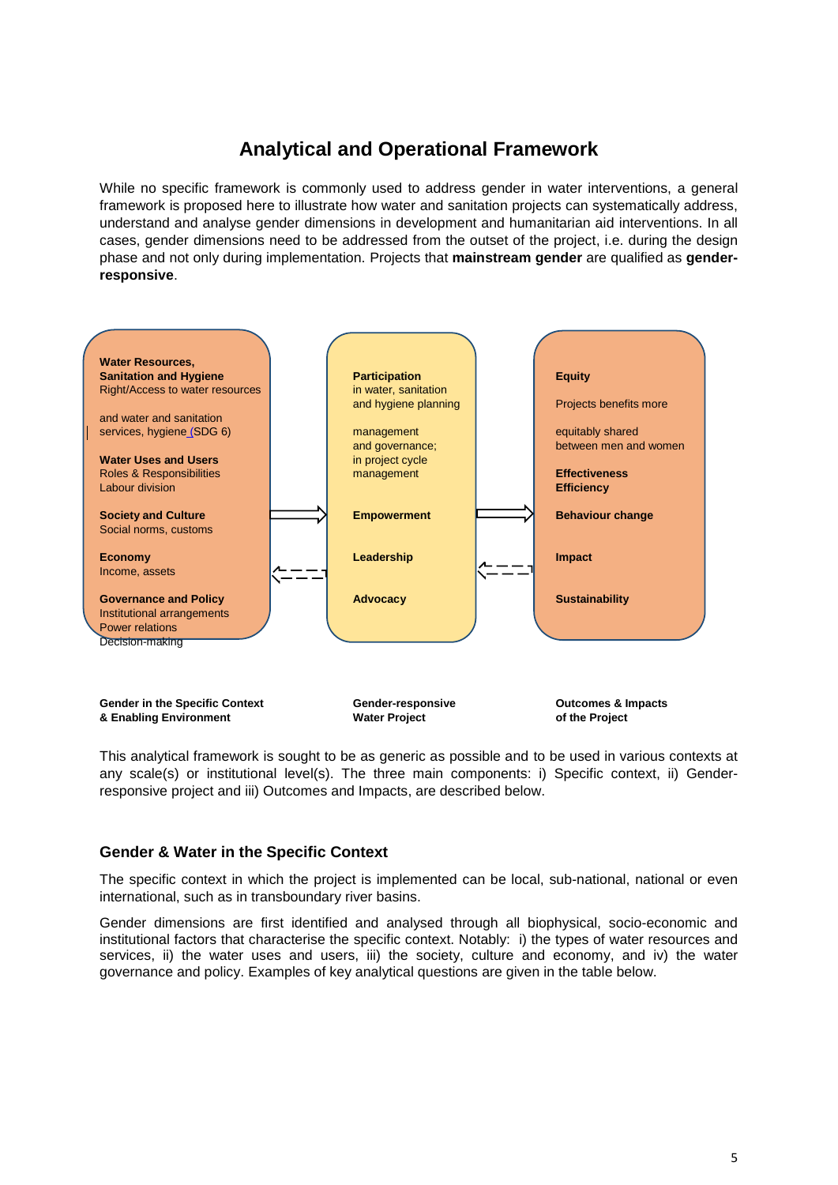# Analytical and Operational Framework

While no specific framework is commonly used to address gender in water interventions, a general framework is proposed here to illustrate how water and sanitation projects can systematically address, understand and analyse gender dimensions in development and humanitarian aid interventions. In all cases, gender dimensions need to be addressed from the outset of the project, i.e. during the design phase and not only during implementation. Projects that **mainstream gender** are qualified as **gender-responsive**.

**Water Resources, Sanitation and Hygiene**
Right/Access to water resources

and water and sanitation services, hygiene (SDG 6)

**Water Uses and Users**
Roles & Responsibilities
Labour division

**Society and Culture**
Social norms, customs

**Economy**
Income, assets

**Governance and Policy**
Institutional arrangements
Power relations
Decision-making

**Participation**
in water, sanitation and hygiene planning

management and governance;
in project cycle management

**Empowerment**

**Leadership**

**Advocacy**

**Equity**

Projects benefits more

equitably shared between men and women

**Effectiveness**
**Efficiency**

**Behaviour change**

**Impact**

**Sustainability**

**Gender in the Specific Context & Enabling Environment** | **Gender-responsive Water Project** | **Outcomes & Impacts of the Project**

This analytical framework is sought to be as generic as possible and to be used in various contexts at any scale(s) or institutional level(s). The three main components: i) Specific context, ii) Gender-responsive project and iii) Outcomes and Impacts, are described below.

## Gender & Water in the Specific Context

The specific context in which the project is implemented can be local, sub-national, national or even international, such as in transboundary river basins.

Gender dimensions are first identified and analysed through all biophysical, socio-economic and institutional factors that characterise the specific context. Notably: i) the types of water resources and services, ii) the water uses and users, iii) the society, culture and economy, and iv) the water governance and policy. Examples of key analytical questions are given in the table below.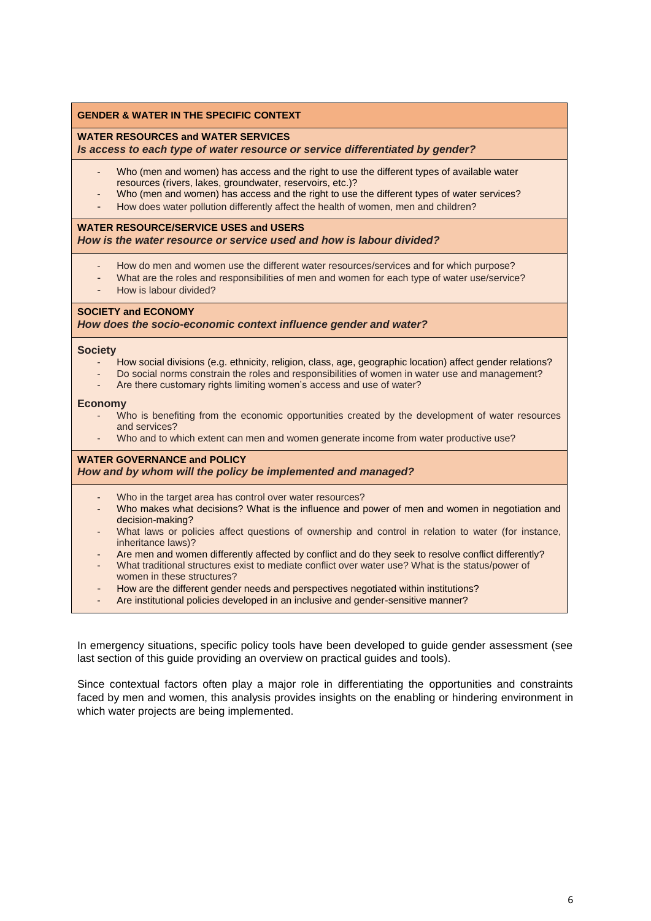**GENDER & WATER IN THE SPECIFIC CONTEXT**

**WATER RESOURCES and WATER SERVICES**

***Is access to each type of water resource or service differentiated by gender?***

- Who (men and women) has access and the right to use the different types of available water resources (rivers, lakes, groundwater, reservoirs, etc.)?
- Who (men and women) has access and the right to use the different types of water services?
- How does water pollution differently affect the health of women, men and children?

**WATER RESOURCE/SERVICE USES and USERS**

***How is the water resource or service used and how is labour divided?***

- How do men and women use the different water resources/services and for which purpose?
- What are the roles and responsibilities of men and women for each type of water use/service?
- How is labour divided?

**SOCIETY and ECONOMY**

***How does the socio-economic context influence gender and water?***

**Society**

- How social divisions (e.g. ethnicity, religion, class, age, geographic location) affect gender relations?
- Do social norms constrain the roles and responsibilities of women in water use and management?
- Are there customary rights limiting women's access and use of water?

**Economy**

- Who is benefiting from the economic opportunities created by the development of water resources and services?
- Who and to which extent can men and women generate income from water productive use?

**WATER GOVERNANCE and POLICY**

***How and by whom will the policy be implemented and managed?***

- Who in the target area has control over water resources?
- Who makes what decisions? What is the influence and power of men and women in negotiation and decision-making?
- What laws or policies affect questions of ownership and control in relation to water (for instance, inheritance laws)?
- Are men and women differently affected by conflict and do they seek to resolve conflict differently?
- What traditional structures exist to mediate conflict over water use? What is the status/power of women in these structures?
- How are the different gender needs and perspectives negotiated within institutions?
- Are institutional policies developed in an inclusive and gender-sensitive manner?

In emergency situations, specific policy tools have been developed to guide gender assessment (see last section of this guide providing an overview on practical guides and tools).

Since contextual factors often play a major role in differentiating the opportunities and constraints faced by men and women, this analysis provides insights on the enabling or hindering environment in which water projects are being implemented.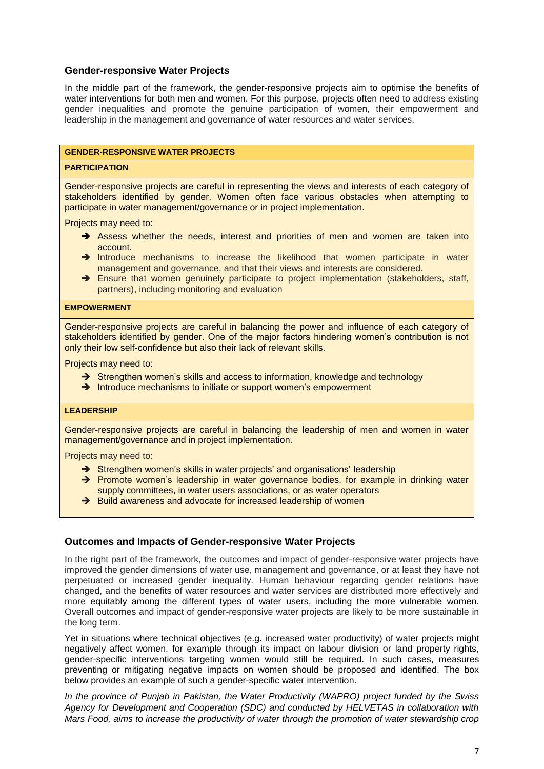### Gender-responsive Water Projects

In the middle part of the framework, the gender-responsive projects aim to optimise the benefits of water interventions for both men and women. For this purpose, projects often need to address existing gender inequalities and promote the genuine participation of women, their empowerment and leadership in the management and governance of water resources and water services.

| GENDER-RESPONSIVE WATER PROJECTS |
|---|
| **PARTICIPATION** |
| Gender-responsive projects are careful in representing the views and interests of each category of stakeholders identified by gender. Women often face various obstacles when attempting to participate in water management/governance or in project implementation.<br><br>Projects may need to:<br>➔ Assess whether the needs, interest and priorities of men and women are taken into account.<br>➔ Introduce mechanisms to increase the likelihood that women participate in water management and governance, and that their views and interests are considered.<br>➔ Ensure that women genuinely participate to project implementation (stakeholders, staff, partners), including monitoring and evaluation |
| **EMPOWERMENT** |
| Gender-responsive projects are careful in balancing the power and influence of each category of stakeholders identified by gender. One of the major factors hindering women's contribution is not only their low self-confidence but also their lack of relevant skills.<br><br>Projects may need to:<br>➔ Strengthen women's skills and access to information, knowledge and technology<br>➔ Introduce mechanisms to initiate or support women's empowerment |
| **LEADERSHIP** |
| Gender-responsive projects are careful in balancing the leadership of men and women in water management/governance and in project implementation.<br><br>Projects may need to:<br>➔ Strengthen women's skills in water projects' and organisations' leadership<br>➔ Promote women's leadership in water governance bodies, for example in drinking water supply committees, in water users associations, or as water operators<br>➔ Build awareness and advocate for increased leadership of women |

### Outcomes and Impacts of Gender-responsive Water Projects

In the right part of the framework, the outcomes and impact of gender-responsive water projects have improved the gender dimensions of water use, management and governance, or at least they have not perpetuated or increased gender inequality. Human behaviour regarding gender relations have changed, and the benefits of water resources and water services are distributed more effectively and more equitably among the different types of water users, including the more vulnerable women. Overall outcomes and impact of gender-responsive water projects are likely to be more sustainable in the long term.

Yet in situations where technical objectives (e.g. increased water productivity) of water projects might negatively affect women, for example through its impact on labour division or land property rights, gender-specific interventions targeting women would still be required. In such cases, measures preventing or mitigating negative impacts on women should be proposed and identified. The box below provides an example of such a gender-specific water intervention.

*In the province of Punjab in Pakistan, the Water Productivity (WAPRO) project funded by the Swiss Agency for Development and Cooperation (SDC) and conducted by HELVETAS in collaboration with Mars Food, aims to increase the productivity of water through the promotion of water stewardship crop*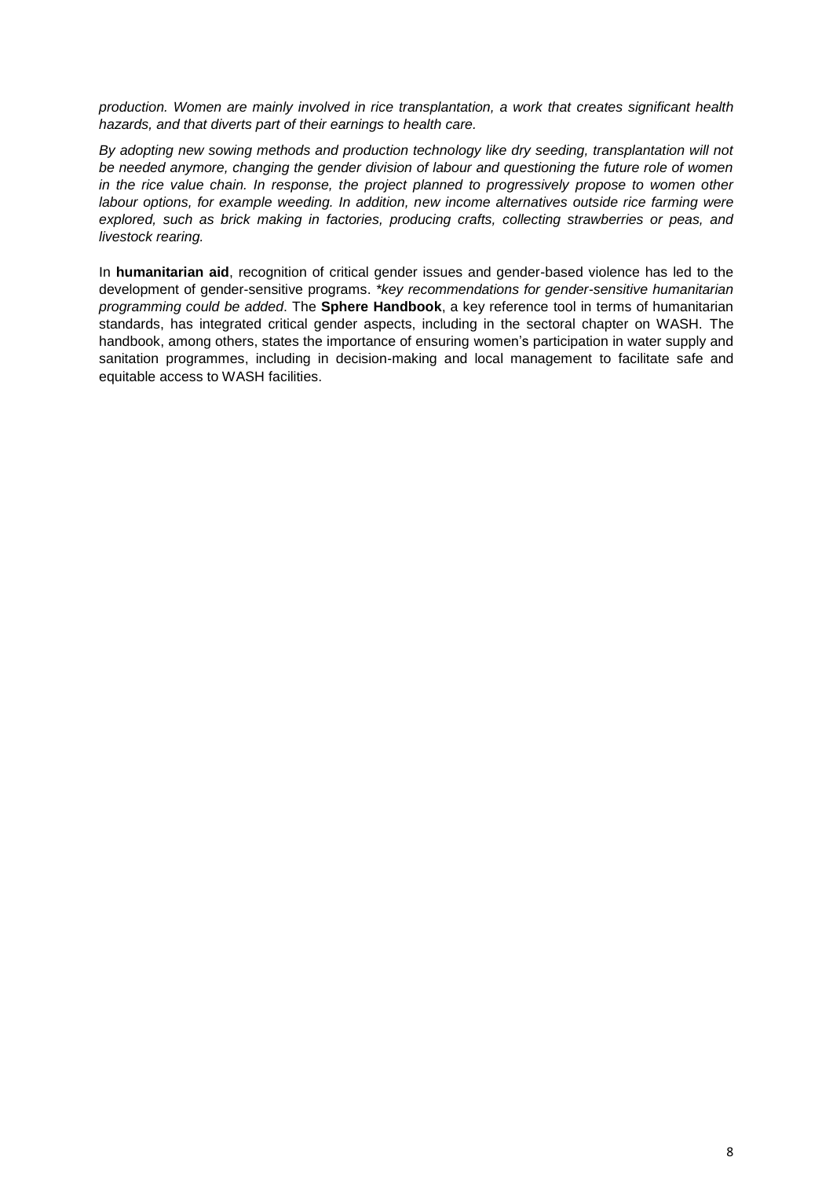*production. Women are mainly involved in rice transplantation, a work that creates significant health hazards, and that diverts part of their earnings to health care.*

*By adopting new sowing methods and production technology like dry seeding, transplantation will not be needed anymore, changing the gender division of labour and questioning the future role of women in the rice value chain. In response, the project planned to progressively propose to women other labour options, for example weeding. In addition, new income alternatives outside rice farming were explored, such as brick making in factories, producing crafts, collecting strawberries or peas, and livestock rearing.*

In **humanitarian aid**, recognition of critical gender issues and gender-based violence has led to the development of gender-sensitive programs. *\*key recommendations for gender-sensitive humanitarian programming could be added*. The **Sphere Handbook**, a key reference tool in terms of humanitarian standards, has integrated critical gender aspects, including in the sectoral chapter on WASH. The handbook, among others, states the importance of ensuring women's participation in water supply and sanitation programmes, including in decision-making and local management to facilitate safe and equitable access to WASH facilities.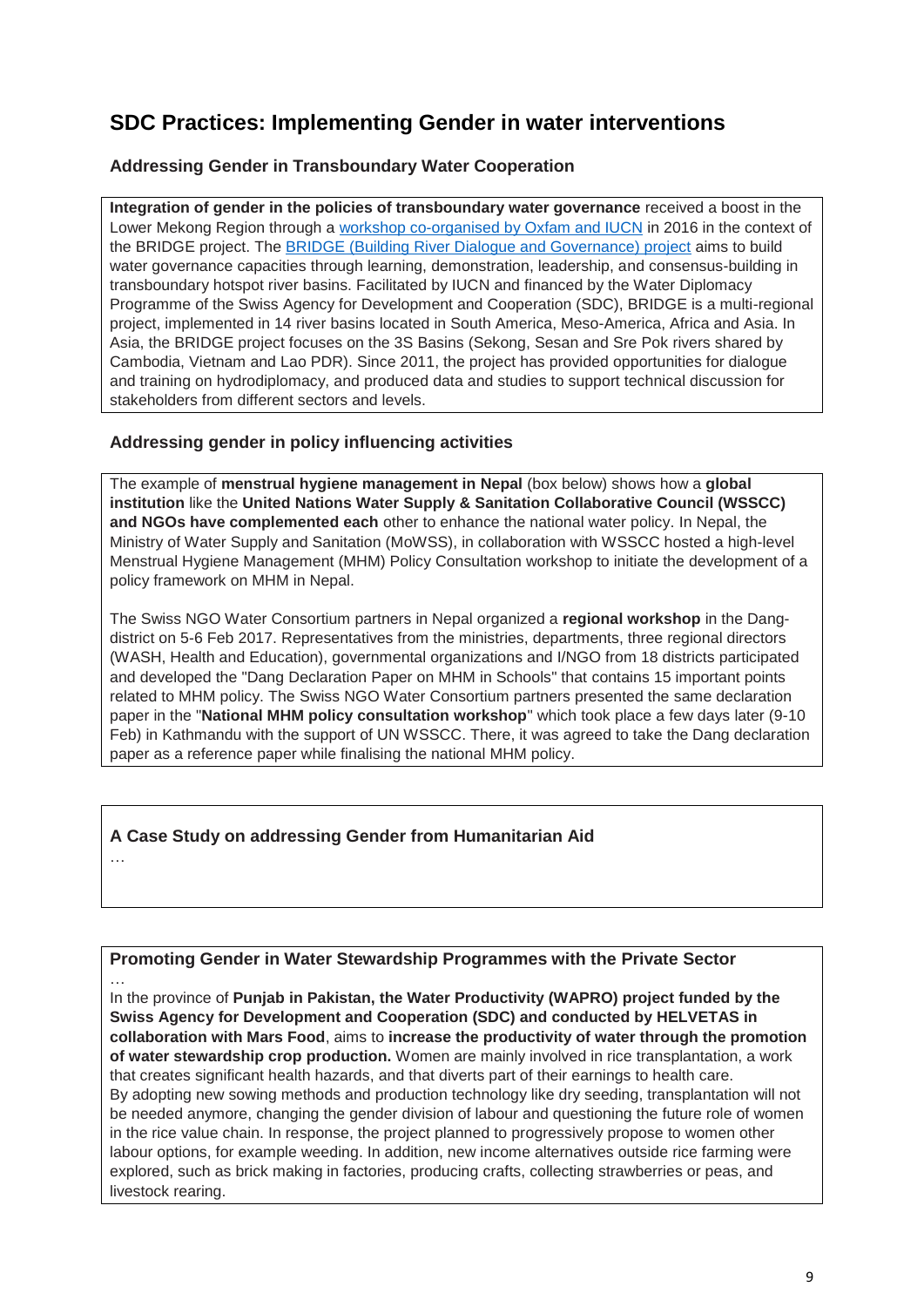# SDC Practices: Implementing Gender in water interventions

### Addressing Gender in Transboundary Water Cooperation

**Integration of gender in the policies of transboundary water governance** received a boost in the Lower Mekong Region through a workshop co-organised by Oxfam and IUCN in 2016 in the context of the BRIDGE project. The BRIDGE (Building River Dialogue and Governance) project aims to build water governance capacities through learning, demonstration, leadership, and consensus-building in transboundary hotspot river basins. Facilitated by IUCN and financed by the Water Diplomacy Programme of the Swiss Agency for Development and Cooperation (SDC), BRIDGE is a multi-regional project, implemented in 14 river basins located in South America, Meso-America, Africa and Asia. In Asia, the BRIDGE project focuses on the 3S Basins (Sekong, Sesan and Sre Pok rivers shared by Cambodia, Vietnam and Lao PDR). Since 2011, the project has provided opportunities for dialogue and training on hydrodiplomacy, and produced data and studies to support technical discussion for stakeholders from different sectors and levels.

### Addressing gender in policy influencing activities

The example of **menstrual hygiene management in Nepal** (box below) shows how a **global institution** like the **United Nations Water Supply & Sanitation Collaborative Council (WSSCC) and NGOs have complemented each** other to enhance the national water policy. In Nepal, the Ministry of Water Supply and Sanitation (MoWSS), in collaboration with WSSCC hosted a high-level Menstrual Hygiene Management (MHM) Policy Consultation workshop to initiate the development of a policy framework on MHM in Nepal.

The Swiss NGO Water Consortium partners in Nepal organized a **regional workshop** in the Dang-district on 5-6 Feb 2017. Representatives from the ministries, departments, three regional directors (WASH, Health and Education), governmental organizations and I/NGO from 18 districts participated and developed the "Dang Declaration Paper on MHM in Schools" that contains 15 important points related to MHM policy. The Swiss NGO Water Consortium partners presented the same declaration paper in the "**National MHM policy consultation workshop**" which took place a few days later (9-10 Feb) in Kathmandu with the support of UN WSSCC. There, it was agreed to take the Dang declaration paper as a reference paper while finalising the national MHM policy.

### A Case Study on addressing Gender from Humanitarian Aid

…

### Promoting Gender in Water Stewardship Programmes with the Private Sector

…

In the province of **Punjab in Pakistan, the Water Productivity (WAPRO) project funded by the Swiss Agency for Development and Cooperation (SDC) and conducted by HELVETAS in collaboration with Mars Food**, aims to **increase the productivity of water through the promotion of water stewardship crop production.** Women are mainly involved in rice transplantation, a work that creates significant health hazards, and that diverts part of their earnings to health care. By adopting new sowing methods and production technology like dry seeding, transplantation will not be needed anymore, changing the gender division of labour and questioning the future role of women in the rice value chain. In response, the project planned to progressively propose to women other labour options, for example weeding. In addition, new income alternatives outside rice farming were explored, such as brick making in factories, producing crafts, collecting strawberries or peas, and livestock rearing.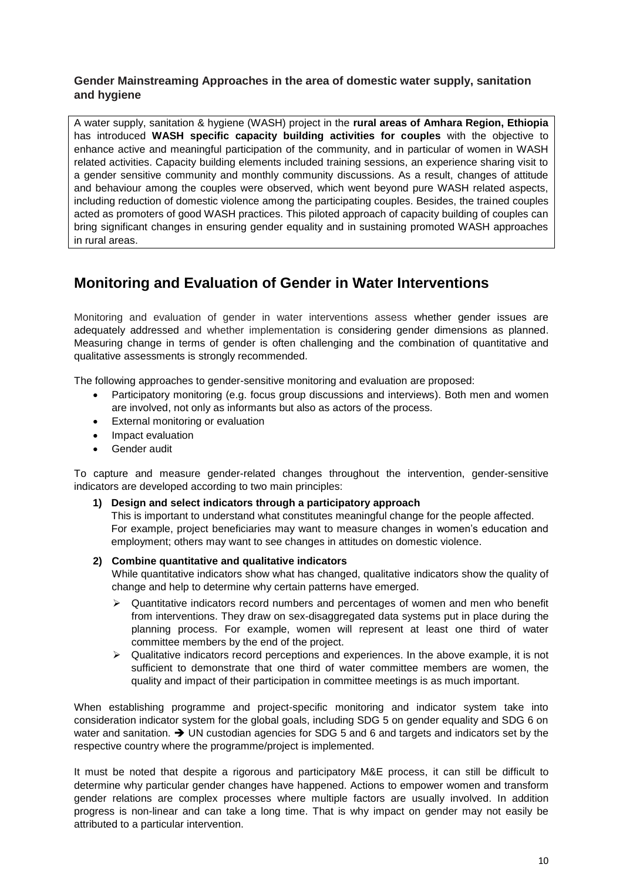**Gender Mainstreaming Approaches in the area of domestic water supply, sanitation and hygiene**

A water supply, sanitation & hygiene (WASH) project in the **rural areas of Amhara Region, Ethiopia** has introduced **WASH specific capacity building activities for couples** with the objective to enhance active and meaningful participation of the community, and in particular of women in WASH related activities. Capacity building elements included training sessions, an experience sharing visit to a gender sensitive community and monthly community discussions. As a result, changes of attitude and behaviour among the couples were observed, which went beyond pure WASH related aspects, including reduction of domestic violence among the participating couples. Besides, the trained couples acted as promoters of good WASH practices. This piloted approach of capacity building of couples can bring significant changes in ensuring gender equality and in sustaining promoted WASH approaches in rural areas.

## Monitoring and Evaluation of Gender in Water Interventions

Monitoring and evaluation of gender in water interventions assess whether gender issues are adequately addressed and whether implementation is considering gender dimensions as planned. Measuring change in terms of gender is often challenging and the combination of quantitative and qualitative assessments is strongly recommended.

The following approaches to gender-sensitive monitoring and evaluation are proposed:

- Participatory monitoring (e.g. focus group discussions and interviews). Both men and women are involved, not only as informants but also as actors of the process.
- External monitoring or evaluation
- Impact evaluation
- Gender audit

To capture and measure gender-related changes throughout the intervention, gender-sensitive indicators are developed according to two main principles:

1) **Design and select indicators through a participatory approach**
   This is important to understand what constitutes meaningful change for the people affected. For example, project beneficiaries may want to measure changes in women's education and employment; others may want to see changes in attitudes on domestic violence.

2) **Combine quantitative and qualitative indicators**
   While quantitative indicators show what has changed, qualitative indicators show the quality of change and help to determine why certain patterns have emerged.
   - Quantitative indicators record numbers and percentages of women and men who benefit from interventions. They draw on sex-disaggregated data systems put in place during the planning process. For example, women will represent at least one third of water committee members by the end of the project.
   - Qualitative indicators record perceptions and experiences. In the above example, it is not sufficient to demonstrate that one third of water committee members are women, the quality and impact of their participation in committee meetings is as much important.

When establishing programme and project-specific monitoring and indicator system take into consideration indicator system for the global goals, including SDG 5 on gender equality and SDG 6 on water and sanitation. ➔ UN custodian agencies for SDG 5 and 6 and targets and indicators set by the respective country where the programme/project is implemented.

It must be noted that despite a rigorous and participatory M&E process, it can still be difficult to determine why particular gender changes have happened. Actions to empower women and transform gender relations are complex processes where multiple factors are usually involved. In addition progress is non-linear and can take a long time. That is why impact on gender may not easily be attributed to a particular intervention.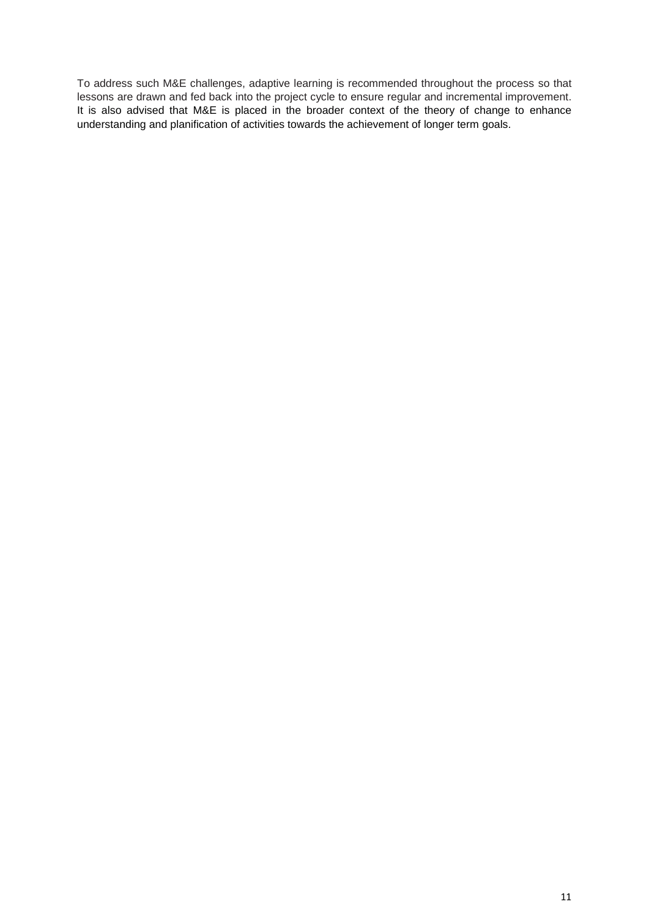To address such M&E challenges, adaptive learning is recommended throughout the process so that lessons are drawn and fed back into the project cycle to ensure regular and incremental improvement. It is also advised that M&E is placed in the broader context of the theory of change to enhance understanding and planification of activities towards the achievement of longer term goals.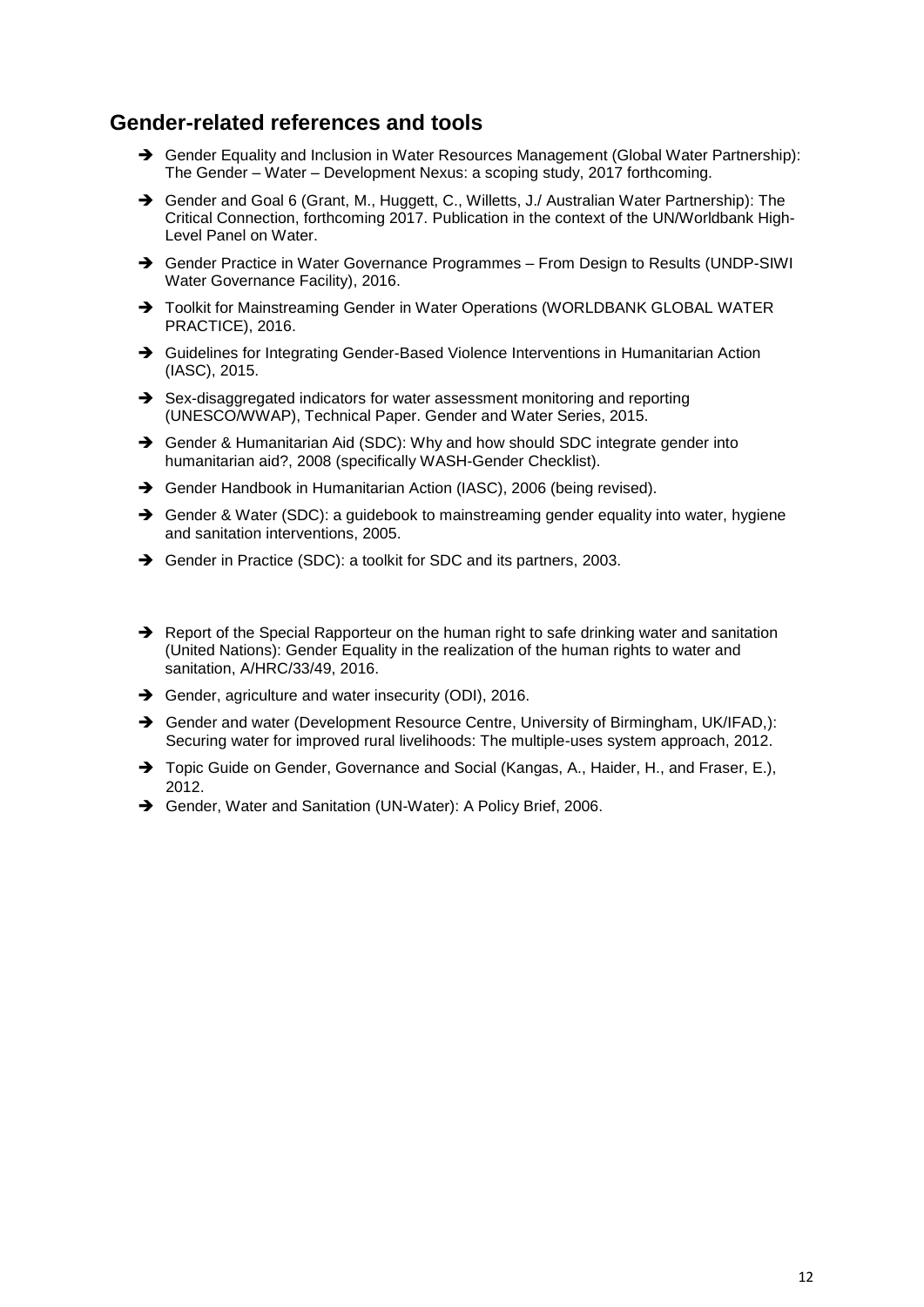## Gender-related references and tools

- Gender Equality and Inclusion in Water Resources Management (Global Water Partnership): The Gender – Water – Development Nexus: a scoping study, 2017 forthcoming.
- Gender and Goal 6 (Grant, M., Huggett, C., Willetts, J./ Australian Water Partnership): The Critical Connection, forthcoming 2017. Publication in the context of the UN/Worldbank High-Level Panel on Water.
- Gender Practice in Water Governance Programmes – From Design to Results (UNDP-SIWI Water Governance Facility), 2016.
- Toolkit for Mainstreaming Gender in Water Operations (WORLDBANK GLOBAL WATER PRACTICE), 2016.
- Guidelines for Integrating Gender-Based Violence Interventions in Humanitarian Action (IASC), 2015.
- Sex-disaggregated indicators for water assessment monitoring and reporting (UNESCO/WWAP), Technical Paper. Gender and Water Series, 2015.
- Gender & Humanitarian Aid (SDC): Why and how should SDC integrate gender into humanitarian aid?, 2008 (specifically WASH-Gender Checklist).
- Gender Handbook in Humanitarian Action (IASC), 2006 (being revised).
- Gender & Water (SDC): a guidebook to mainstreaming gender equality into water, hygiene and sanitation interventions, 2005.
- Gender in Practice (SDC): a toolkit for SDC and its partners, 2003.

- Report of the Special Rapporteur on the human right to safe drinking water and sanitation (United Nations): Gender Equality in the realization of the human rights to water and sanitation, A/HRC/33/49, 2016.
- Gender, agriculture and water insecurity (ODI), 2016.
- Gender and water (Development Resource Centre, University of Birmingham, UK/IFAD,): Securing water for improved rural livelihoods: The multiple-uses system approach, 2012.
- Topic Guide on Gender, Governance and Social (Kangas, A., Haider, H., and Fraser, E.), 2012.
- Gender, Water and Sanitation (UN-Water): A Policy Brief, 2006.